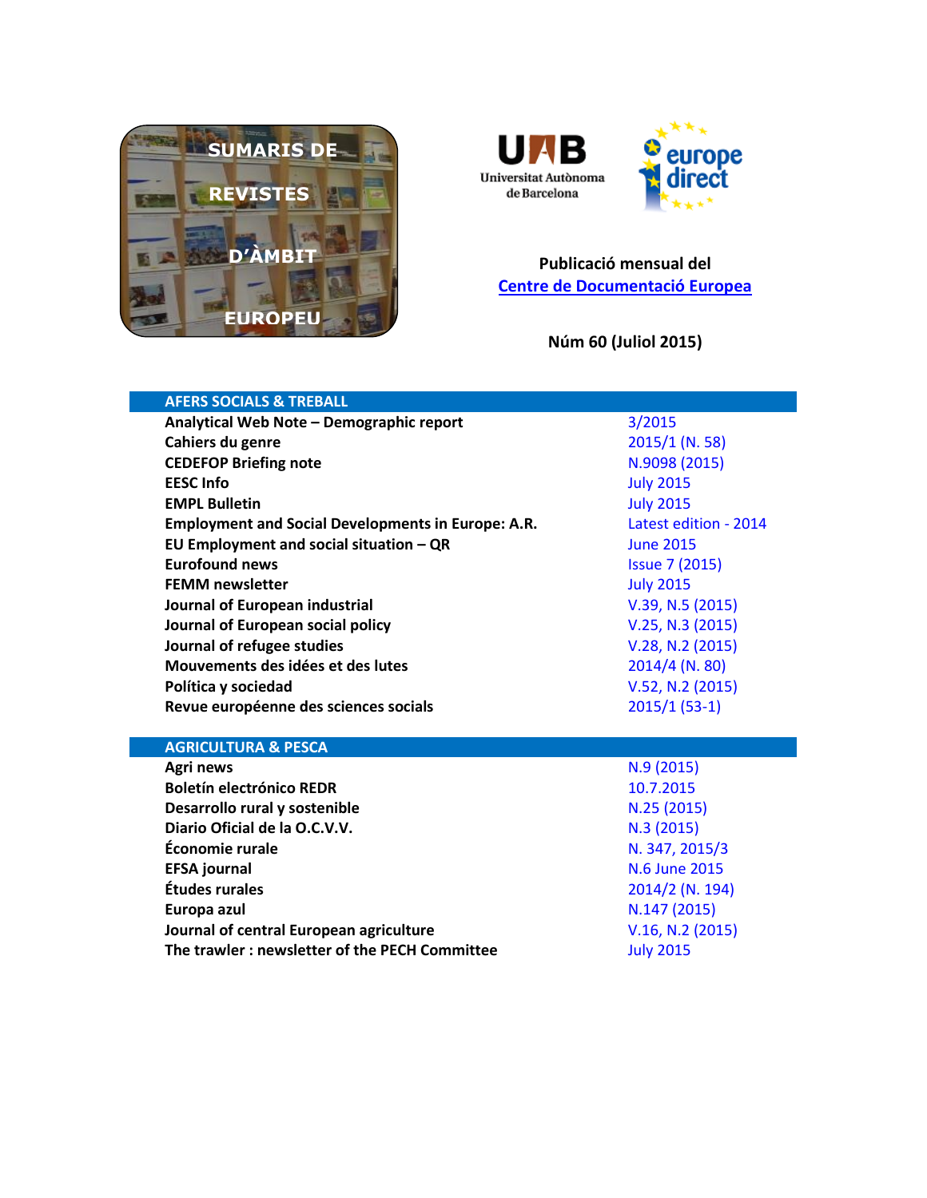# SUMARIS DE REVISTES D'ÀMBIT EUROPEU

Publicació mensual del
Centre de Documentació Europea

Núm 60 (Juliol 2015)

## AFERS SOCIALS & TREBALL

| | |
|---|---|
| **Analytical Web Note – Demographic report** | 3/2015 |
| **Cahiers du genre** | 2015/1 (N. 58) |
| **CEDEFOP Briefing note** | N.9098 (2015) |
| **EESC Info** | July 2015 |
| **EMPL Bulletin** | July 2015 |
| **Employment and Social Developments in Europe: A.R.** | Latest edition - 2014 |
| **EU Employment and social situation – QR** | June 2015 |
| **Eurofound news** | Issue 7 (2015) |
| **FEMM newsletter** | July 2015 |
| **Journal of European industrial** | V.39, N.5 (2015) |
| **Journal of European social policy** | V.25, N.3 (2015) |
| **Journal of refugee studies** | V.28, N.2 (2015) |
| **Mouvements des idées et des lutes** | 2014/4 (N. 80) |
| **Política y sociedad** | V.52, N.2 (2015) |
| **Revue européenne des sciences socials** | 2015/1 (53-1) |

## AGRICULTURA & PESCA

| | |
|---|---|
| **Agri news** | N.9 (2015) |
| **Boletín electrónico REDR** | 10.7.2015 |
| **Desarrollo rural y sostenible** | N.25 (2015) |
| **Diario Oficial de la O.C.V.V.** | N.3 (2015) |
| **Économie rurale** | N. 347, 2015/3 |
| **EFSA journal** | N.6 June 2015 |
| **Études rurales** | 2014/2 (N. 194) |
| **Europa azul** | N.147 (2015) |
| **Journal of central European agriculture** | V.16, N.2 (2015) |
| **The trawler : newsletter of the PECH Committee** | July 2015 |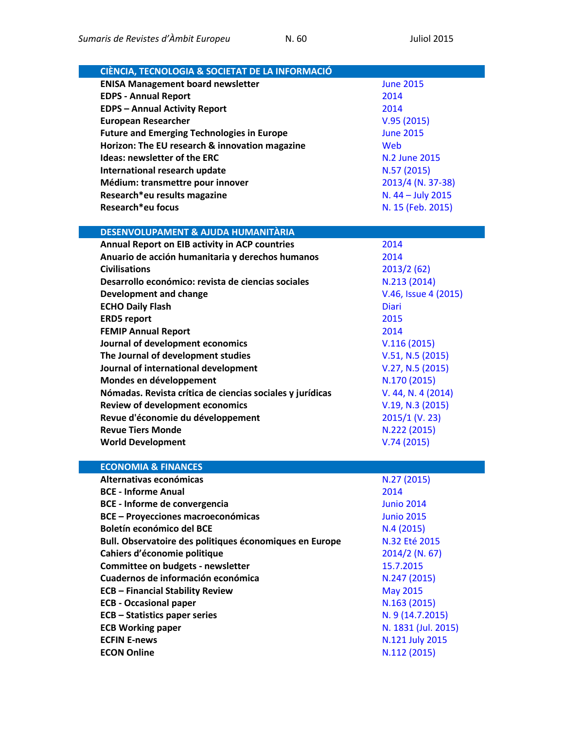| CIÈNCIA, TECNOLOGIA & SOCIETAT DE LA INFORMACIÓ | |
|---|---|
| **ENISA Management board newsletter** | June 2015 |
| **EDPS - Annual Report** | 2014 |
| **EDPS – Annual Activity Report** | 2014 |
| **European Researcher** | V.95 (2015) |
| **Future and Emerging Technologies in Europe** | June 2015 |
| **Horizon: The EU research & innovation magazine** | Web |
| **Ideas: newsletter of the ERC** | N.2 June 2015 |
| **International research update** | N.57 (2015) |
| **Médium: transmettre pour innover** | 2013/4 (N. 37-38) |
| **Research*eu results magazine** | N. 44 – July 2015 |
| **Research*eu focus** | N. 15 (Feb. 2015) |

| DESENVOLUPAMENT & AJUDA HUMANITÀRIA | |
|---|---|
| **Annual Report on EIB activity in ACP countries** | 2014 |
| **Anuario de acción humanitaria y derechos humanos** | 2014 |
| **Civilisations** | 2013/2 (62) |
| **Desarrollo económico: revista de ciencias sociales** | N.213 (2014) |
| **Development and change** | V.46, Issue 4 (2015) |
| **ECHO Daily Flash** | Diari |
| **ERD5 report** | 2015 |
| **FEMIP Annual Report** | 2014 |
| **Journal of development economics** | V.116 (2015) |
| **The Journal of development studies** | V.51, N.5 (2015) |
| **Journal of international development** | V.27, N.5 (2015) |
| **Mondes en développement** | N.170 (2015) |
| **Nómadas. Revista crítica de ciencias sociales y jurídicas** | V. 44, N. 4 (2014) |
| **Review of development economics** | V.19, N.3 (2015) |
| **Revue d'économie du développement** | 2015/1 (V. 23) |
| **Revue Tiers Monde** | N.222 (2015) |
| **World Development** | V.74 (2015) |

| ECONOMIA & FINANCES | |
|---|---|
| **Alternativas económicas** | N.27 (2015) |
| **BCE - Informe Anual** | 2014 |
| **BCE - Informe de convergencia** | Junio 2014 |
| **BCE – Proyecciones macroeconómicas** | Junio 2015 |
| **Boletín económico del BCE** | N.4 (2015) |
| **Bull. Observatoire des politiques économiques en Europe** | N.32 Eté 2015 |
| **Cahiers d'économie politique** | 2014/2 (N. 67) |
| **Committee on budgets - newsletter** | 15.7.2015 |
| **Cuadernos de información económica** | N.247 (2015) |
| **ECB – Financial Stability Review** | May 2015 |
| **ECB - Occasional paper** | N.163 (2015) |
| **ECB – Statistics paper series** | N. 9 (14.7.2015) |
| **ECB Working paper** | N. 1831 (Jul. 2015) |
| **ECFIN E-news** | N.121 July 2015 |
| **ECON Online** | N.112 (2015) |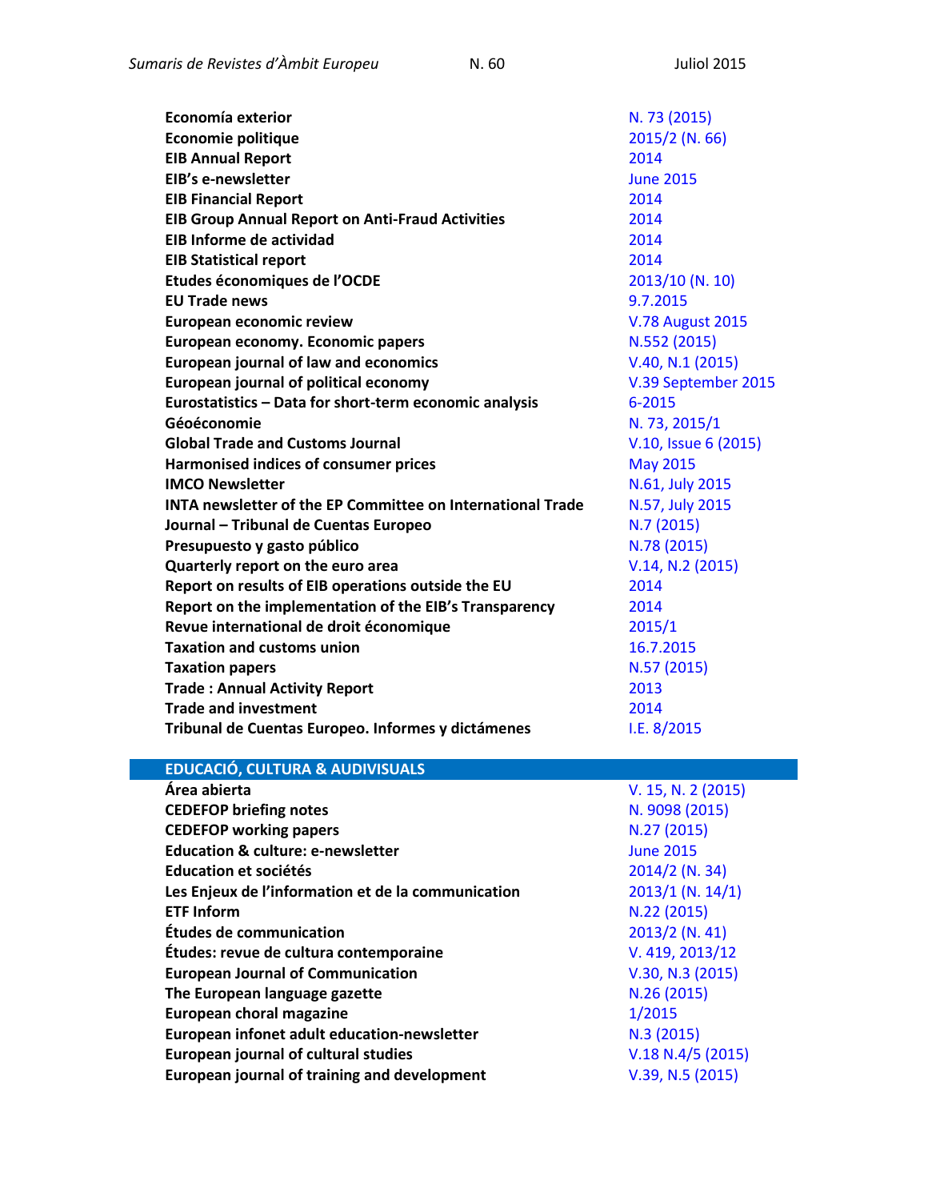| | |
|---|---|
| **Economía exterior** | N. 73 (2015) |
| **Economie politique** | 2015/2 (N. 66) |
| **EIB Annual Report** | 2014 |
| **EIB's e-newsletter** | June 2015 |
| **EIB Financial Report** | 2014 |
| **EIB Group Annual Report on Anti-Fraud Activities** | 2014 |
| **EIB Informe de actividad** | 2014 |
| **EIB Statistical report** | 2014 |
| **Etudes économiques de l'OCDE** | 2013/10 (N. 10) |
| **EU Trade news** | 9.7.2015 |
| **European economic review** | V.78 August 2015 |
| **European economy. Economic papers** | N.552 (2015) |
| **European journal of law and economics** | V.40, N.1 (2015) |
| **European journal of political economy** | V.39 September 2015 |
| **Eurostatistics – Data for short-term economic analysis** | 6-2015 |
| **Géoéconomie** | N. 73, 2015/1 |
| **Global Trade and Customs Journal** | V.10, Issue 6 (2015) |
| **Harmonised indices of consumer prices** | May 2015 |
| **IMCO Newsletter** | N.61, July 2015 |
| **INTA newsletter of the EP Committee on International Trade** | N.57, July 2015 |
| **Journal – Tribunal de Cuentas Europeo** | N.7 (2015) |
| **Presupuesto y gasto público** | N.78 (2015) |
| **Quarterly report on the euro area** | V.14, N.2 (2015) |
| **Report on results of EIB operations outside the EU** | 2014 |
| **Report on the implementation of the EIB's Transparency** | 2014 |
| **Revue international de droit économique** | 2015/1 |
| **Taxation and customs union** | 16.7.2015 |
| **Taxation papers** | N.57 (2015) |
| **Trade : Annual Activity Report** | 2013 |
| **Trade and investment** | 2014 |
| **Tribunal de Cuentas Europeo. Informes y dictámenes** | I.E. 8/2015 |

## EDUCACIÓ, CULTURA & AUDIVISUALS

| | |
|---|---|
| **Área abierta** | V. 15, N. 2 (2015) |
| **CEDEFOP briefing notes** | N. 9098 (2015) |
| **CEDEFOP working papers** | N.27 (2015) |
| **Education & culture: e-newsletter** | June 2015 |
| **Education et sociétés** | 2014/2 (N. 34) |
| **Les Enjeux de l'information et de la communication** | 2013/1 (N. 14/1) |
| **ETF Inform** | N.22 (2015) |
| **Études de communication** | 2013/2 (N. 41) |
| **Études: revue de cultura contemporaine** | V. 419, 2013/12 |
| **European Journal of Communication** | V.30, N.3 (2015) |
| **The European language gazette** | N.26 (2015) |
| **European choral magazine** | 1/2015 |
| **European infonet adult education-newsletter** | N.3 (2015) |
| **European journal of cultural studies** | V.18 N.4/5 (2015) |
| **European journal of training and development** | V.39, N.5 (2015) |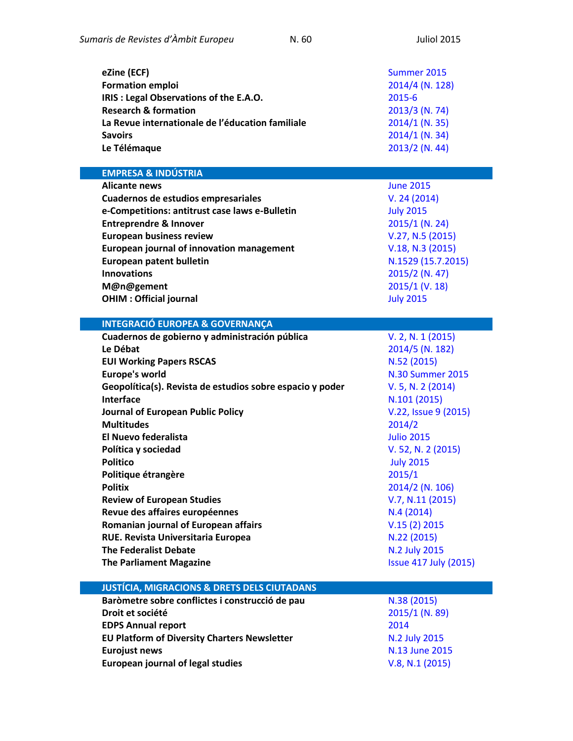| | |
|---|---|
| **eZine (ECF)** | Summer 2015 |
| **Formation emploi** | 2014/4 (N. 128) |
| **IRIS : Legal Observations of the E.A.O.** | 2015-6 |
| **Research & formation** | 2013/3 (N. 74) |
| **La Revue internationale de l'éducation familiale** | 2014/1 (N. 35) |
| **Savoirs** | 2014/1 (N. 34) |
| **Le Télémaque** | 2013/2 (N. 44) |

## EMPRESA & INDÚSTRIA

| | |
|---|---|
| **Alicante news** | June 2015 |
| **Cuadernos de estudios empresariales** | V. 24 (2014) |
| **e-Competitions: antitrust case laws e-Bulletin** | July 2015 |
| **Entreprendre & Innover** | 2015/1 (N. 24) |
| **European business review** | V.27, N.5 (2015) |
| **European journal of innovation management** | V.18, N.3 (2015) |
| **European patent bulletin** | N.1529 (15.7.2015) |
| **Innovations** | 2015/2 (N. 47) |
| **M@n@gement** | 2015/1 (V. 18) |
| **OHIM : Official journal** | July 2015 |

## INTEGRACIÓ EUROPEA & GOVERNANÇA

| | |
|---|---|
| **Cuadernos de gobierno y administración pública** | V. 2, N. 1 (2015) |
| **Le Débat** | 2014/5 (N. 182) |
| **EUI Working Papers RSCAS** | N.52 (2015) |
| **Europe's world** | N.30 Summer 2015 |
| **Geopolítica(s). Revista de estudios sobre espacio y poder** | V. 5, N. 2 (2014) |
| **Interface** | N.101 (2015) |
| **Journal of European Public Policy** | V.22, Issue 9 (2015) |
| **Multitudes** | 2014/2 |
| **El Nuevo federalista** | Julio 2015 |
| **Política y sociedad** | V. 52, N. 2 (2015) |
| **Politico** | July 2015 |
| **Politique étrangère** | 2015/1 |
| **Politix** | 2014/2 (N. 106) |
| **Review of European Studies** | V.7, N.11 (2015) |
| **Revue des affaires européennes** | N.4 (2014) |
| **Romanian journal of European affairs** | V.15 (2) 2015 |
| **RUE. Revista Universitaria Europea** | N.22 (2015) |
| **The Federalist Debate** | N.2 July 2015 |
| **The Parliament Magazine** | Issue 417 July (2015) |

## JUSTÍCIA, MIGRACIONS & DRETS DELS CIUTADANS

| | |
|---|---|
| **Baròmetre sobre conflictes i construcció de pau** | N.38 (2015) |
| **Droit et société** | 2015/1 (N. 89) |
| **EDPS Annual report** | 2014 |
| **EU Platform of Diversity Charters Newsletter** | N.2 July 2015 |
| **Eurojust news** | N.13 June 2015 |
| **European journal of legal studies** | V.8, N.1 (2015) |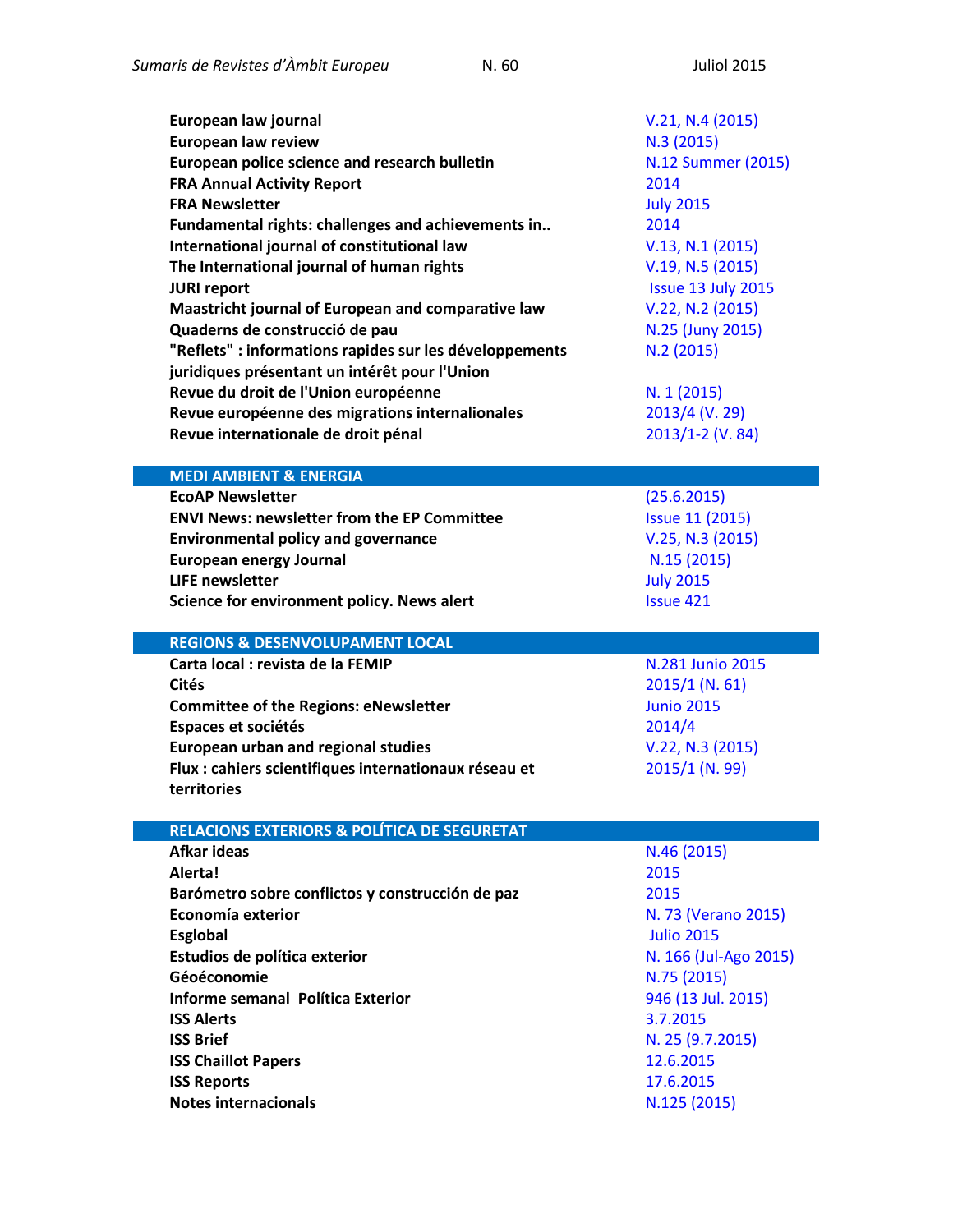| | |
|---|---|
| **European law journal** | V.21, N.4 (2015) |
| **European law review** | N.3 (2015) |
| **European police science and research bulletin** | N.12 Summer (2015) |
| **FRA Annual Activity Report** | 2014 |
| **FRA Newsletter** | July 2015 |
| **Fundamental rights: challenges and achievements in..** | 2014 |
| **International journal of constitutional law** | V.13, N.1 (2015) |
| **The International journal of human rights** | V.19, N.5 (2015) |
| **JURI report** | Issue 13 July 2015 |
| **Maastricht journal of European and comparative law** | V.22, N.2 (2015) |
| **Quaderns de construcció de pau** | N.25 (Juny 2015) |
| **"Reflets" : informations rapides sur les développements juridiques présentant un intérêt pour l'Union** | N.2 (2015) |
| **Revue du droit de l'Union européenne** | N. 1 (2015) |
| **Revue européenne des migrations internationales** | 2013/4 (V. 29) |
| **Revue internationale de droit pénal** | 2013/1-2 (V. 84) |

## MEDI AMBIENT & ENERGIA

| | |
|---|---|
| **EcoAP Newsletter** | (25.6.2015) |
| **ENVI News: newsletter from the EP Committee** | Issue 11 (2015) |
| **Environmental policy and governance** | V.25, N.3 (2015) |
| **European energy Journal** | N.15 (2015) |
| **LIFE newsletter** | July 2015 |
| **Science for environment policy. News alert** | Issue 421 |

## REGIONS & DESENVOLUPAMENT LOCAL

| | |
|---|---|
| **Carta local : revista de la FEMIP** | N.281 Junio 2015 |
| **Cités** | 2015/1 (N. 61) |
| **Committee of the Regions: eNewsletter** | Junio 2015 |
| **Espaces et sociétés** | 2014/4 |
| **European urban and regional studies** | V.22, N.3 (2015) |
| **Flux : cahiers scientifiques internationaux réseau et territories** | 2015/1 (N. 99) |

## RELACIONS EXTERIORS & POLÍTICA DE SEGURETAT

| | |
|---|---|
| **Afkar ideas** | N.46 (2015) |
| **Alerta!** | 2015 |
| **Barómetro sobre conflictos y construcción de paz** | 2015 |
| **Economía exterior** | N. 73 (Verano 2015) |
| **Esglobal** | Julio 2015 |
| **Estudios de política exterior** | N. 166 (Jul-Ago 2015) |
| **Géoéconomie** | N.75 (2015) |
| **Informe semanal Política Exterior** | 946 (13 Jul. 2015) |
| **ISS Alerts** | 3.7.2015 |
| **ISS Brief** | N. 25 (9.7.2015) |
| **ISS Chaillot Papers** | 12.6.2015 |
| **ISS Reports** | 17.6.2015 |
| **Notes internacionals** | N.125 (2015) |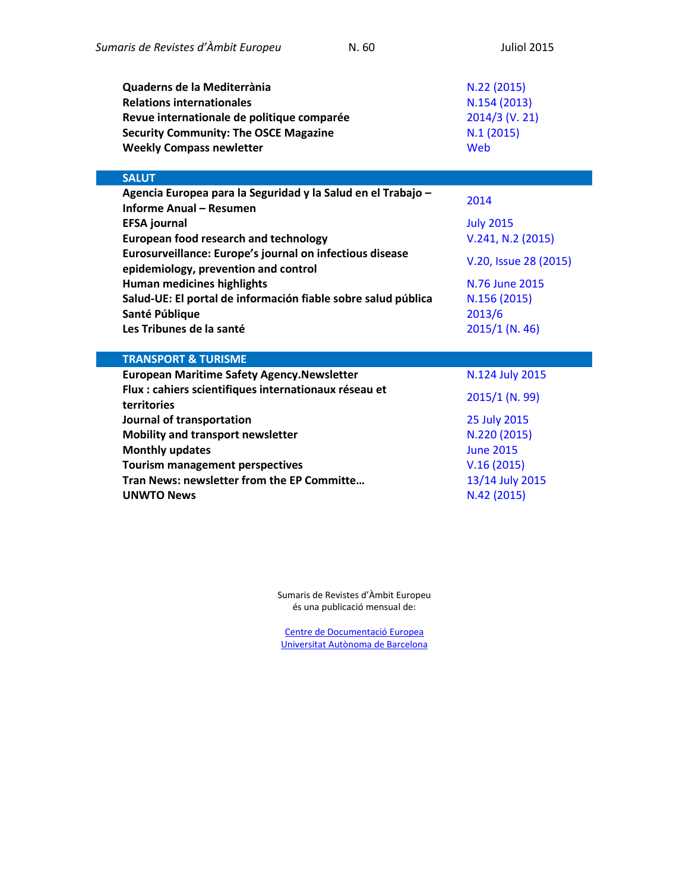| | |
|---|---|
| **Quaderns de la Mediterrània** | N.22 (2015) |
| **Relations internationales** | N.154 (2013) |
| **Revue internationale de politique comparée** | 2014/3 (V. 21) |
| **Security Community: The OSCE Magazine** | N.1 (2015) |
| **Weekly Compass newletter** | Web |

## SALUT

| | |
|---|---|
| **Agencia Europea para la Seguridad y la Salud en el Trabajo – Informe Anual – Resumen** | 2014 |
| **EFSA journal** | July 2015 |
| **European food research and technology** | V.241, N.2 (2015) |
| **Eurosurveillance: Europe's journal on infectious disease epidemiology, prevention and control** | V.20, Issue 28 (2015) |
| **Human medicines highlights** | N.76 June 2015 |
| **Salud-UE: El portal de información fiable sobre salud pública** | N.156 (2015) |
| **Santé Públique** | 2013/6 |
| **Les Tribunes de la santé** | 2015/1 (N. 46) |

## TRANSPORT & TURISME

| | |
|---|---|
| **European Maritime Safety Agency.Newsletter** | N.124 July 2015 |
| **Flux : cahiers scientifiques internationaux réseau et territories** | 2015/1 (N. 99) |
| **Journal of transportation** | 25 July 2015 |
| **Mobility and transport newsletter** | N.220 (2015) |
| **Monthly updates** | June 2015 |
| **Tourism management perspectives** | V.16 (2015) |
| **Tran News: newsletter from the EP Committe…** | 13/14 July 2015 |
| **UNWTO News** | N.42 (2015) |

Sumaris de Revistes d'Àmbit Europeu
és una publicació mensual de:

Centre de Documentació Europea
Universitat Autònoma de Barcelona